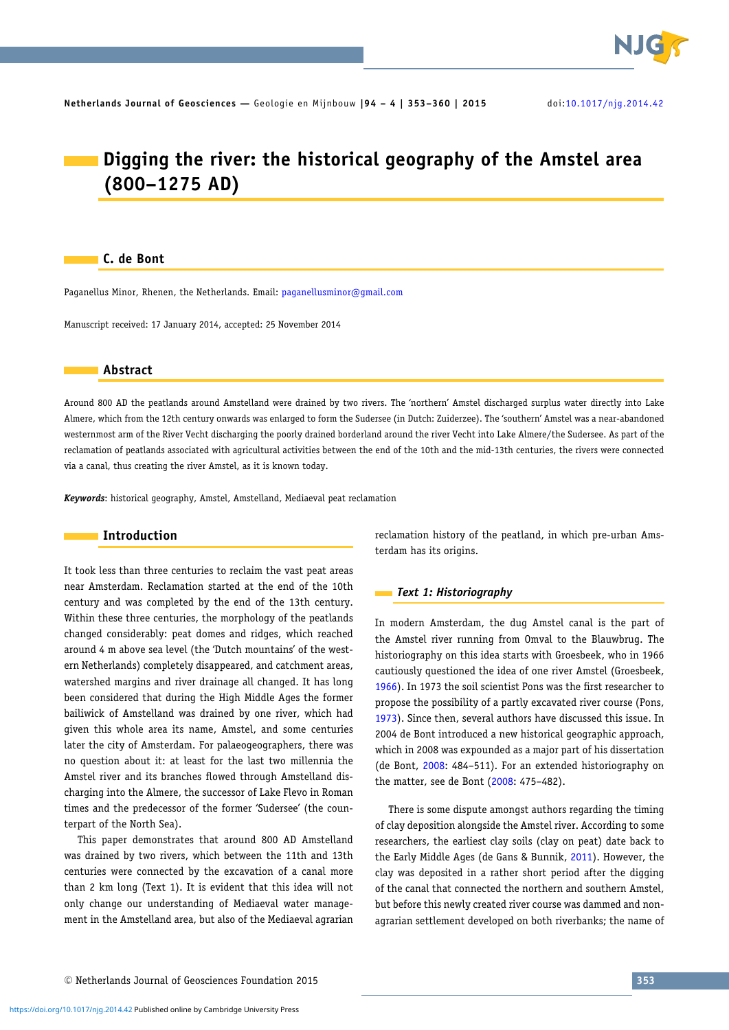# Digging the river: the historical geography of the Amstel area (800–1275 AD)

## C. de Bont

Paganellus Minor, Rhenen, the Netherlands. Email: paganellusminor@gmail.com

Manuscript received: 17 January 2014, accepted: 25 November 2014

## Abstract

Around 800 AD the peatlands around Amstelland were drained by two rivers. The 'northern' Amstel discharged surplus water directly into Lake Almere, which from the 12th century onwards was enlarged to form the Sudersee (in Dutch: Zuiderzee). The 'southern' Amstel was a near-abandoned westernmost arm of the River Vecht discharging the poorly drained borderland around the river Vecht into Lake Almere/the Sudersee. As part of the reclamation of peatlands associated with agricultural activities between the end of the 10th and the mid-13th centuries, the rivers were connected via a canal, thus creating the river Amstel, as it is known today.

***Keywords***: historical geography, Amstel, Amstelland, Mediaeval peat reclamation

## Introduction

It took less than three centuries to reclaim the vast peat areas near Amsterdam. Reclamation started at the end of the 10th century and was completed by the end of the 13th century. Within these three centuries, the morphology of the peatlands changed considerably: peat domes and ridges, which reached around 4 m above sea level (the 'Dutch mountains' of the western Netherlands) completely disappeared, and catchment areas, watershed margins and river drainage all changed. It has long been considered that during the High Middle Ages the former bailiwick of Amstelland was drained by one river, which had given this whole area its name, Amstel, and some centuries later the city of Amsterdam. For palaeogeographers, there was no question about it: at least for the last two millennia the Amstel river and its branches flowed through Amstelland discharging into the Almere, the successor of Lake Flevo in Roman times and the predecessor of the former 'Sudersee' (the counterpart of the North Sea).

This paper demonstrates that around 800 AD Amstelland was drained by two rivers, which between the 11th and 13th centuries were connected by the excavation of a canal more than 2 km long (Text 1). It is evident that this idea will not only change our understanding of Mediaeval water management in the Amstelland area, but also of the Mediaeval agrarian reclamation history of the peatland, in which pre-urban Amsterdam has its origins.

### *Text 1: Historiography*

In modern Amsterdam, the dug Amstel canal is the part of the Amstel river running from Omval to the Blauwbrug. The historiography on this idea starts with Groesbeek, who in 1966 cautiously questioned the idea of one river Amstel (Groesbeek, 1966). In 1973 the soil scientist Pons was the first researcher to propose the possibility of a partly excavated river course (Pons, 1973). Since then, several authors have discussed this issue. In 2004 de Bont introduced a new historical geographic approach, which in 2008 was expounded as a major part of his dissertation (de Bont, 2008: 484–511). For an extended historiography on the matter, see de Bont (2008: 475–482).

There is some dispute amongst authors regarding the timing of clay deposition alongside the Amstel river. According to some researchers, the earliest clay soils (clay on peat) date back to the Early Middle Ages (de Gans & Bunnik, 2011). However, the clay was deposited in a rather short period after the digging of the canal that connected the northern and southern Amstel, but before this newly created river course was dammed and non-agrarian settlement developed on both riverbanks; the name of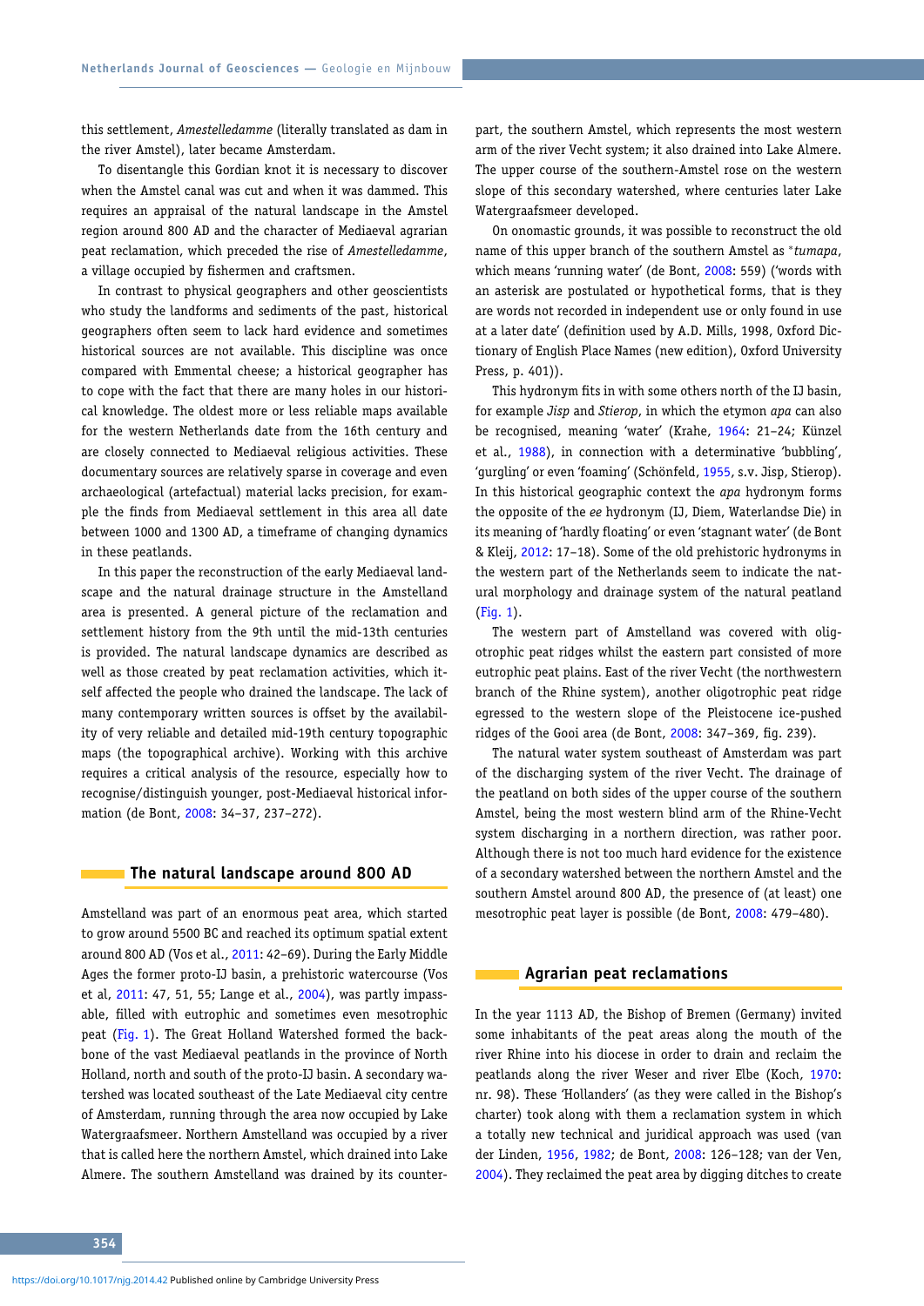this settlement, *Amestelledamme* (literally translated as dam in the river Amstel), later became Amsterdam.

To disentangle this Gordian knot it is necessary to discover when the Amstel canal was cut and when it was dammed. This requires an appraisal of the natural landscape in the Amstel region around 800 AD and the character of Mediaeval agrarian peat reclamation, which preceded the rise of *Amestelledamme*, a village occupied by fishermen and craftsmen.

In contrast to physical geographers and other geoscientists who study the landforms and sediments of the past, historical geographers often seem to lack hard evidence and sometimes historical sources are not available. This discipline was once compared with Emmental cheese; a historical geographer has to cope with the fact that there are many holes in our historical knowledge. The oldest more or less reliable maps available for the western Netherlands date from the 16th century and are closely connected to Mediaeval religious activities. These documentary sources are relatively sparse in coverage and even archaeological (artefactual) material lacks precision, for example the finds from Mediaeval settlement in this area all date between 1000 and 1300 AD, a timeframe of changing dynamics in these peatlands.

In this paper the reconstruction of the early Mediaeval landscape and the natural drainage structure in the Amstelland area is presented. A general picture of the reclamation and settlement history from the 9th until the mid-13th centuries is provided. The natural landscape dynamics are described as well as those created by peat reclamation activities, which itself affected the people who drained the landscape. The lack of many contemporary written sources is offset by the availability of very reliable and detailed mid-19th century topographic maps (the topographical archive). Working with this archive requires a critical analysis of the resource, especially how to recognise/distinguish younger, post-Mediaeval historical information (de Bont, 2008: 34–37, 237–272).

## The natural landscape around 800 AD

Amstelland was part of an enormous peat area, which started to grow around 5500 BC and reached its optimum spatial extent around 800 AD (Vos et al., 2011: 42–69). During the Early Middle Ages the former proto-IJ basin, a prehistoric watercourse (Vos et al, 2011: 47, 51, 55; Lange et al., 2004), was partly impassable, filled with eutrophic and sometimes even mesotrophic peat (Fig. 1). The Great Holland Watershed formed the backbone of the vast Mediaeval peatlands in the province of North Holland, north and south of the proto-IJ basin. A secondary watershed was located southeast of the Late Mediaeval city centre of Amsterdam, running through the area now occupied by Lake Watergraafsmeer. Northern Amstelland was occupied by a river that is called here the northern Amstel, which drained into Lake Almere. The southern Amstelland was drained by its counterpart, the southern Amstel, which represents the most western arm of the river Vecht system; it also drained into Lake Almere. The upper course of the southern-Amstel rose on the western slope of this secondary watershed, where centuries later Lake Watergraafsmeer developed.

On onomastic grounds, it was possible to reconstruct the old name of this upper branch of the southern Amstel as \**tumapa*, which means 'running water' (de Bont, 2008: 559) ('words with an asterisk are postulated or hypothetical forms, that is they are words not recorded in independent use or only found in use at a later date' (definition used by A.D. Mills, 1998, Oxford Dictionary of English Place Names (new edition), Oxford University Press, p. 401)).

This hydronym fits in with some others north of the IJ basin, for example *Jisp* and *Stierop*, in which the etymon *apa* can also be recognised, meaning 'water' (Krahe, 1964: 21–24; Künzel et al., 1988), in connection with a determinative 'bubbling', 'gurgling' or even 'foaming' (Schönfeld, 1955, s.v. Jisp, Stierop). In this historical geographic context the *apa* hydronym forms the opposite of the *ee* hydronym (IJ, Diem, Waterlandse Die) in its meaning of 'hardly floating' or even 'stagnant water' (de Bont & Kleij, 2012: 17–18). Some of the old prehistoric hydronyms in the western part of the Netherlands seem to indicate the natural morphology and drainage system of the natural peatland (Fig. 1).

The western part of Amstelland was covered with oligotrophic peat ridges whilst the eastern part consisted of more eutrophic peat plains. East of the river Vecht (the northwestern branch of the Rhine system), another oligotrophic peat ridge egressed to the western slope of the Pleistocene ice-pushed ridges of the Gooi area (de Bont, 2008: 347–369, fig. 239).

The natural water system southeast of Amsterdam was part of the discharging system of the river Vecht. The drainage of the peatland on both sides of the upper course of the southern Amstel, being the most western blind arm of the Rhine-Vecht system discharging in a northern direction, was rather poor. Although there is not too much hard evidence for the existence of a secondary watershed between the northern Amstel and the southern Amstel around 800 AD, the presence of (at least) one mesotrophic peat layer is possible (de Bont, 2008: 479–480).

## Agrarian peat reclamations

In the year 1113 AD, the Bishop of Bremen (Germany) invited some inhabitants of the peat areas along the mouth of the river Rhine into his diocese in order to drain and reclaim the peatlands along the river Weser and river Elbe (Koch, 1970: nr. 98). These 'Hollanders' (as they were called in the Bishop's charter) took along with them a reclamation system in which a totally new technical and juridical approach was used (van der Linden, 1956, 1982; de Bont, 2008: 126–128; van der Ven, 2004). They reclaimed the peat area by digging ditches to create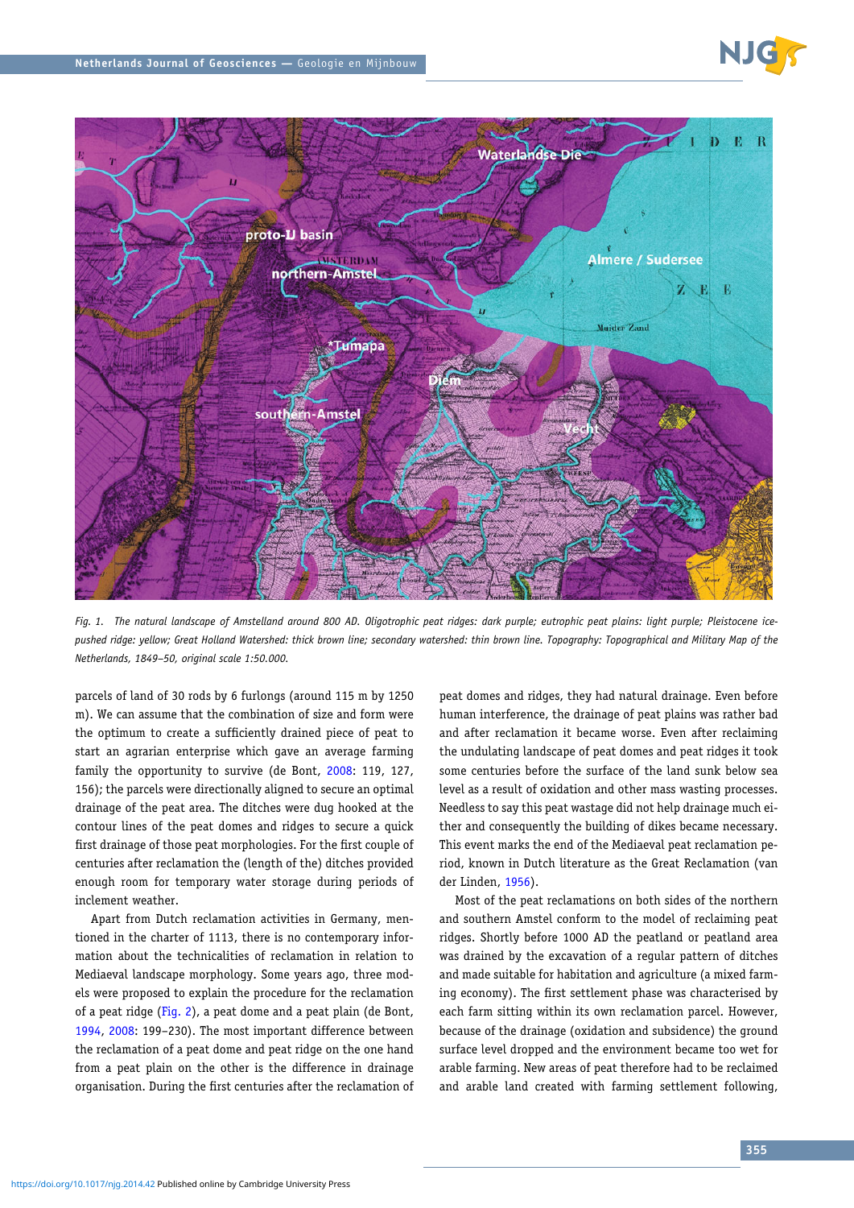Waterlandse Die

proto-IJ basin

northern-Amstel

Almere / Sudersee

*Tumapa

Diem

southern-Amstel

Vecht

*Fig. 1. The natural landscape of Amstelland around 800 AD. Oligotrophic peat ridges: dark purple; eutrophic peat plains: light purple; Pleistocene ice-pushed ridge: yellow; Great Holland Watershed: thick brown line; secondary watershed: thin brown line. Topography: Topographical and Military Map of the Netherlands, 1849–50, original scale 1:50.000.*

parcels of land of 30 rods by 6 furlongs (around 115 m by 1250 m). We can assume that the combination of size and form were the optimum to create a sufficiently drained piece of peat to start an agrarian enterprise which gave an average farming family the opportunity to survive (de Bont, 2008: 119, 127, 156); the parcels were directionally aligned to secure an optimal drainage of the peat area. The ditches were dug hooked at the contour lines of the peat domes and ridges to secure a quick first drainage of those peat morphologies. For the first couple of centuries after reclamation the (length of the) ditches provided enough room for temporary water storage during periods of inclement weather.

Apart from Dutch reclamation activities in Germany, mentioned in the charter of 1113, there is no contemporary information about the technicalities of reclamation in relation to Mediaeval landscape morphology. Some years ago, three models were proposed to explain the procedure for the reclamation of a peat ridge (Fig. 2), a peat dome and a peat plain (de Bont, 1994, 2008: 199–230). The most important difference between the reclamation of a peat dome and peat ridge on the one hand from a peat plain on the other is the difference in drainage organisation. During the first centuries after the reclamation of peat domes and ridges, they had natural drainage. Even before human interference, the drainage of peat plains was rather bad and after reclamation it became worse. Even after reclaiming the undulating landscape of peat domes and peat ridges it took some centuries before the surface of the land sunk below sea level as a result of oxidation and other mass wasting processes. Needless to say this peat wastage did not help drainage much either and consequently the building of dikes became necessary. This event marks the end of the Mediaeval peat reclamation period, known in Dutch literature as the Great Reclamation (van der Linden, 1956).

Most of the peat reclamations on both sides of the northern and southern Amstel conform to the model of reclaiming peat ridges. Shortly before 1000 AD the peatland or peatland area was drained by the excavation of a regular pattern of ditches and made suitable for habitation and agriculture (a mixed farming economy). The first settlement phase was characterised by each farm sitting within its own reclamation parcel. However, because of the drainage (oxidation and subsidence) the ground surface level dropped and the environment became too wet for arable farming. New areas of peat therefore had to be reclaimed and arable land created with farming settlement following,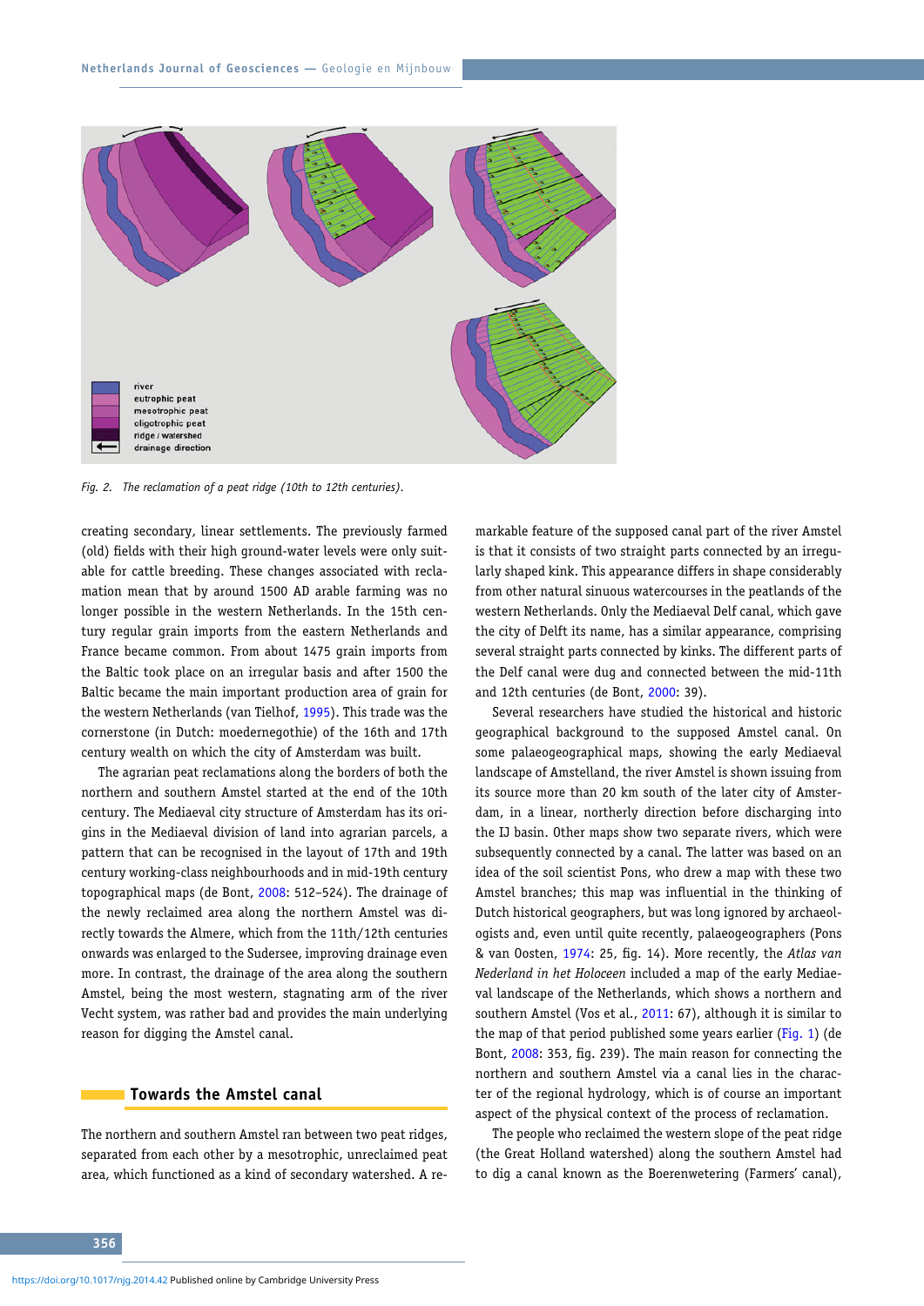Fig. 2. The reclamation of a peat ridge (10th to 12th centuries).

creating secondary, linear settlements. The previously farmed (old) fields with their high ground-water levels were only suitable for cattle breeding. These changes associated with reclamation mean that by around 1500 AD arable farming was no longer possible in the western Netherlands. In the 15th century regular grain imports from the eastern Netherlands and France became common. From about 1475 grain imports from the Baltic took place on an irregular basis and after 1500 the Baltic became the main important production area of grain for the western Netherlands (van Tielhof, 1995). This trade was the cornerstone (in Dutch: moedernegothie) of the 16th and 17th century wealth on which the city of Amsterdam was built.

The agrarian peat reclamations along the borders of both the northern and southern Amstel started at the end of the 10th century. The Mediaeval city structure of Amsterdam has its origins in the Mediaeval division of land into agrarian parcels, a pattern that can be recognised in the layout of 17th and 19th century working-class neighbourhoods and in mid-19th century topographical maps (de Bont, 2008: 512–524). The drainage of the newly reclaimed area along the northern Amstel was directly towards the Almere, which from the 11th/12th centuries onwards was enlarged to the Sudersee, improving drainage even more. In contrast, the drainage of the area along the southern Amstel, being the most western, stagnating arm of the river Vecht system, was rather bad and provides the main underlying reason for digging the Amstel canal.

## Towards the Amstel canal

The northern and southern Amstel ran between two peat ridges, separated from each other by a mesotrophic, unreclaimed peat area, which functioned as a kind of secondary watershed. A remarkable feature of the supposed canal part of the river Amstel is that it consists of two straight parts connected by an irregularly shaped kink. This appearance differs in shape considerably from other natural sinuous watercourses in the peatlands of the western Netherlands. Only the Mediaeval Delf canal, which gave the city of Delft its name, has a similar appearance, comprising several straight parts connected by kinks. The different parts of the Delf canal were dug and connected between the mid-11th and 12th centuries (de Bont, 2000: 39).

Several researchers have studied the historical and historic geographical background to the supposed Amstel canal. On some palaeogeographical maps, showing the early Mediaeval landscape of Amstelland, the river Amstel is shown issuing from its source more than 20 km south of the later city of Amsterdam, in a linear, northerly direction before discharging into the IJ basin. Other maps show two separate rivers, which were subsequently connected by a canal. The latter was based on an idea of the soil scientist Pons, who drew a map with these two Amstel branches; this map was influential in the thinking of Dutch historical geographers, but was long ignored by archaeologists and, even until quite recently, palaeogeographers (Pons & van Oosten, 1974: 25, fig. 14). More recently, the *Atlas van Nederland in het Holoceen* included a map of the early Mediaeval landscape of the Netherlands, which shows a northern and southern Amstel (Vos et al., 2011: 67), although it is similar to the map of that period published some years earlier (Fig. 1) (de Bont, 2008: 353, fig. 239). The main reason for connecting the northern and southern Amstel via a canal lies in the character of the regional hydrology, which is of course an important aspect of the physical context of the process of reclamation.

The people who reclaimed the western slope of the peat ridge (the Great Holland watershed) along the southern Amstel had to dig a canal known as the Boerenwetering (Farmers' canal),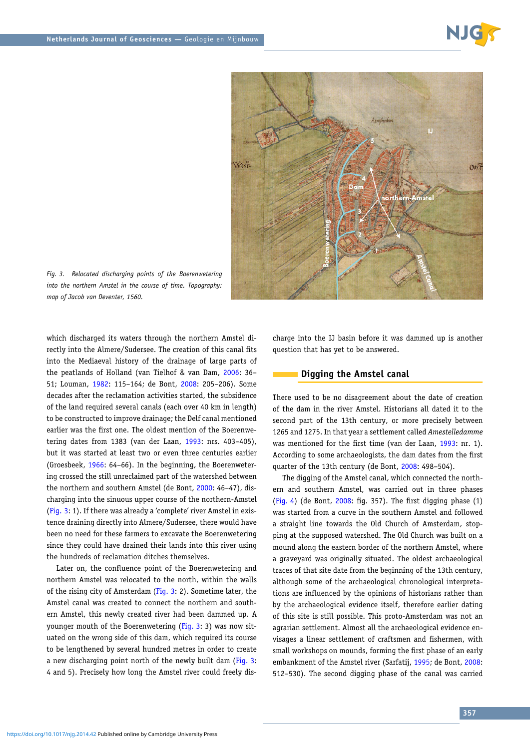*Fig. 3. Relocated discharging points of the Boerenwetering into the northern Amstel in the course of time. Topography: map of Jacob van Deventer, 1560.*

which discharged its waters through the northern Amstel directly into the Almere/Sudersee. The creation of this canal fits into the Mediaeval history of the drainage of large parts of the peatlands of Holland (van Tielhof & van Dam, 2006: 36–51; Louman, 1982: 115–164; de Bont, 2008: 205–206). Some decades after the reclamation activities started, the subsidence of the land required several canals (each over 40 km in length) to be constructed to improve drainage; the Delf canal mentioned earlier was the first one. The oldest mention of the Boerenwetering dates from 1383 (van der Laan, 1993: nrs. 403–405), but it was started at least two or even three centuries earlier (Groesbeek, 1966: 64–66). In the beginning, the Boerenwetering crossed the still unreclaimed part of the watershed between the northern and southern Amstel (de Bont, 2000: 46–47), discharging into the sinuous upper course of the northern-Amstel (Fig. 3: 1). If there was already a 'complete' river Amstel in existence draining directly into Almere/Sudersee, there would have been no need for these farmers to excavate the Boerenwetering since they could have drained their lands into this river using the hundreds of reclamation ditches themselves.

Later on, the confluence point of the Boerenwetering and northern Amstel was relocated to the north, within the walls of the rising city of Amsterdam (Fig. 3: 2). Sometime later, the Amstel canal was created to connect the northern and southern Amstel, this newly created river had been dammed up. A younger mouth of the Boerenwetering (Fig. 3: 3) was now situated on the wrong side of this dam, which required its course to be lengthened by several hundred metres in order to create a new discharging point north of the newly built dam (Fig. 3: 4 and 5). Precisely how long the Amstel river could freely discharge into the IJ basin before it was dammed up is another question that has yet to be answered.

## Digging the Amstel canal

There used to be no disagreement about the date of creation of the dam in the river Amstel. Historians all dated it to the second part of the 13th century, or more precisely between 1265 and 1275. In that year a settlement called *Amestelledamme* was mentioned for the first time (van der Laan, 1993: nr. 1). According to some archaeologists, the dam dates from the first quarter of the 13th century (de Bont, 2008: 498–504).

The digging of the Amstel canal, which connected the northern and southern Amstel, was carried out in three phases (Fig. 4) (de Bont, 2008: fig. 357). The first digging phase (1) was started from a curve in the southern Amstel and followed a straight line towards the Old Church of Amsterdam, stopping at the supposed watershed. The Old Church was built on a mound along the eastern border of the northern Amstel, where a graveyard was originally situated. The oldest archaeological traces of that site date from the beginning of the 13th century, although some of the archaeological chronological interpretations are influenced by the opinions of historians rather than by the archaeological evidence itself, therefore earlier dating of this site is still possible. This proto-Amsterdam was not an agrarian settlement. Almost all the archaeological evidence envisages a linear settlement of craftsmen and fishermen, with small workshops on mounds, forming the first phase of an early embankment of the Amstel river (Sarfatij, 1995; de Bont, 2008: 512–530). The second digging phase of the canal was carried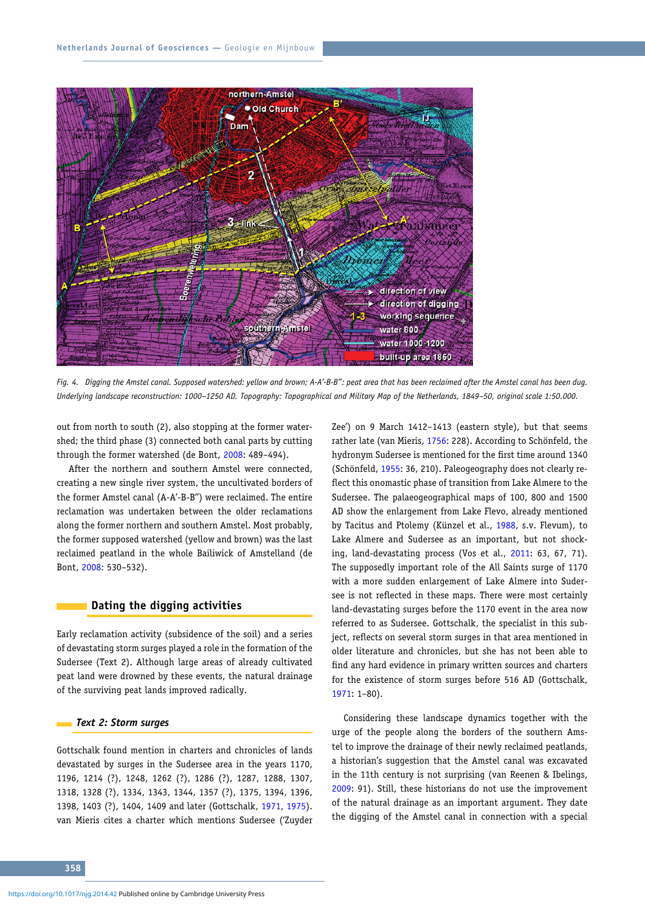*Fig. 4. Digging the Amstel canal. Supposed watershed: yellow and brown; A-A'-B-B'': peat area that has been reclaimed after the Amstel canal has been dug. Underlying landscape reconstruction: 1000–1250 AD. Topography: Topographical and Military Map of the Netherlands, 1849–50, original scale 1:50.000.*

out from north to south (2), also stopping at the former watershed; the third phase (3) connected both canal parts by cutting through the former watershed (de Bont, 2008: 489–494).

After the northern and southern Amstel were connected, creating a new single river system, the uncultivated borders of the former Amstel canal (A-A'-B-B'') were reclaimed. The entire reclamation was undertaken between the older reclamations along the former northern and southern Amstel. Most probably, the former supposed watershed (yellow and brown) was the last reclaimed peatland in the whole Bailiwick of Amstelland (de Bont, 2008: 530–532).

## Dating the digging activities

Early reclamation activity (subsidence of the soil) and a series of devastating storm surges played a role in the formation of the Sudersee (Text 2). Although large areas of already cultivated peat land were drowned by these events, the natural drainage of the surviving peat lands improved radically.

### *Text 2: Storm surges*

Gottschalk found mention in charters and chronicles of lands devastated by surges in the Sudersee area in the years 1170, 1196, 1214 (?), 1248, 1262 (?), 1286 (?), 1287, 1288, 1307, 1318, 1328 (?), 1334, 1343, 1344, 1357 (?), 1375, 1394, 1396, 1398, 1403 (?), 1404, 1409 and later (Gottschalk, 1971, 1975). van Mieris cites a charter which mentions Sudersee ('Zuyder Zee') on 9 March 1412–1413 (eastern style), but that seems rather late (van Mieris, 1756: 228). According to Schönfeld, the hydronym Sudersee is mentioned for the first time around 1340 (Schönfeld, 1955: 36, 210). Paleogeography does not clearly reflect this onomastic phase of transition from Lake Almere to the Sudersee. The palaeogeographical maps of 100, 800 and 1500 AD show the enlargement from Lake Flevo, already mentioned by Tacitus and Ptolemy (Künzel et al., 1988, s.v. Flevum), to Lake Almere and Sudersee as an important, but not shocking, land-devastating process (Vos et al., 2011: 63, 67, 71). The supposedly important role of the All Saints surge of 1170 with a more sudden enlargement of Lake Almere into Sudersee is not reflected in these maps. There were most certainly land-devastating surges before the 1170 event in the area now referred to as Sudersee. Gottschalk, the specialist in this subject, reflects on several storm surges in that area mentioned in older literature and chronicles, but she has not been able to find any hard evidence in primary written sources and charters for the existence of storm surges before 516 AD (Gottschalk, 1971: 1–80).

Considering these landscape dynamics together with the urge of the people along the borders of the southern Amstel to improve the drainage of their newly reclaimed peatlands, a historian's suggestion that the Amstel canal was excavated in the 11th century is not surprising (van Reenen & Ibelings, 2009: 91). Still, these historians do not use the improvement of the natural drainage as an important argument. They date the digging of the Amstel canal in connection with a special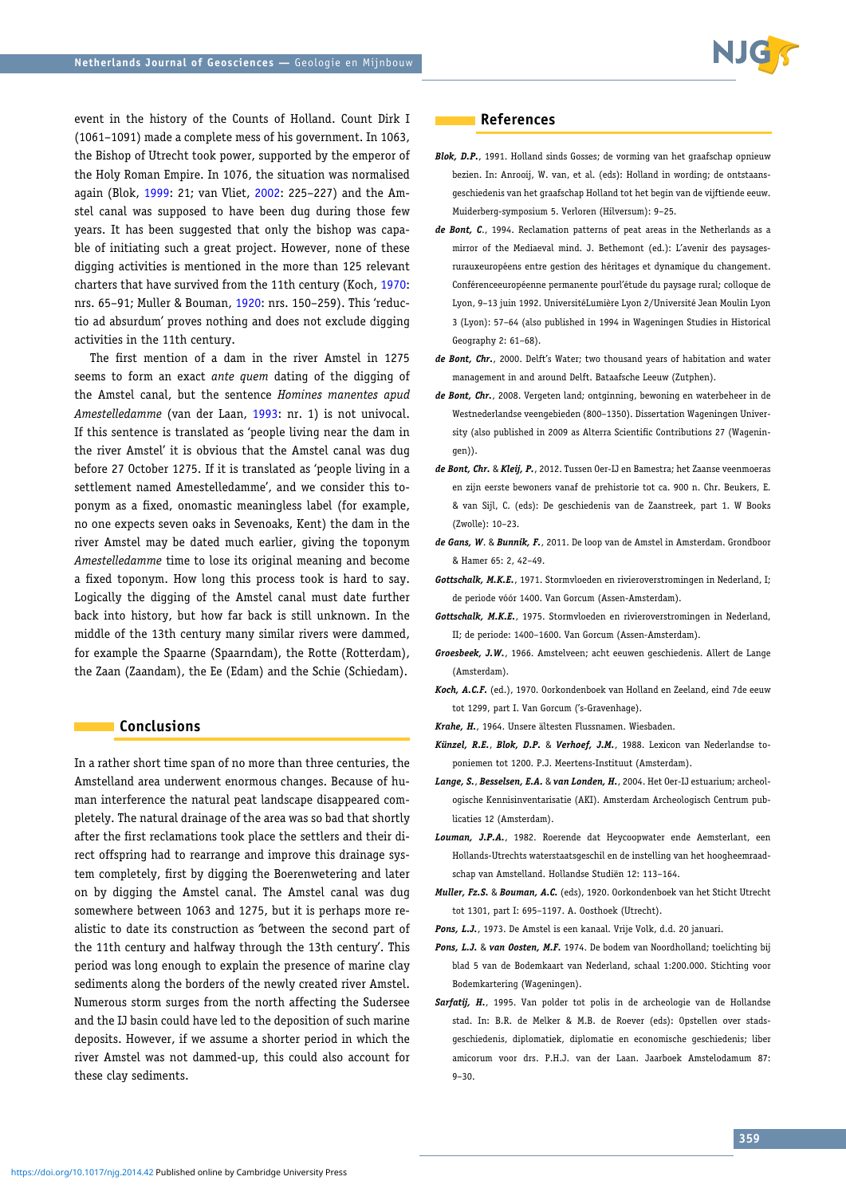event in the history of the Counts of Holland. Count Dirk I (1061–1091) made a complete mess of his government. In 1063, the Bishop of Utrecht took power, supported by the emperor of the Holy Roman Empire. In 1076, the situation was normalised again (Blok, 1999: 21; van Vliet, 2002: 225–227) and the Amstel canal was supposed to have been dug during those few years. It has been suggested that only the bishop was capable of initiating such a great project. However, none of these digging activities is mentioned in the more than 125 relevant charters that have survived from the 11th century (Koch, 1970: nrs. 65–91; Muller & Bouman, 1920: nrs. 150–259). This 'reductio ad absurdum' proves nothing and does not exclude digging activities in the 11th century.

The first mention of a dam in the river Amstel in 1275 seems to form an exact *ante quem* dating of the digging of the Amstel canal, but the sentence *Homines manentes apud Amestelledamme* (van der Laan, 1993: nr. 1) is not univocal. If this sentence is translated as 'people living near the dam in the river Amstel' it is obvious that the Amstel canal was dug before 27 October 1275. If it is translated as 'people living in a settlement named Amestelledamme', and we consider this toponym as a fixed, onomastic meaningless label (for example, no one expects seven oaks in Sevenoaks, Kent) the dam in the river Amstel may be dated much earlier, giving the toponym *Amestelledamme* time to lose its original meaning and become a fixed toponym. How long this process took is hard to say. Logically the digging of the Amstel canal must date further back into history, but how far back is still unknown. In the middle of the 13th century many similar rivers were dammed, for example the Spaarne (Spaarndam), the Rotte (Rotterdam), the Zaan (Zaandam), the Ee (Edam) and the Schie (Schiedam).

## Conclusions

In a rather short time span of no more than three centuries, the Amstelland area underwent enormous changes. Because of human interference the natural peat landscape disappeared completely. The natural drainage of the area was so bad that shortly after the first reclamations took place the settlers and their direct offspring had to rearrange and improve this drainage system completely, first by digging the Boerenwetering and later on by digging the Amstel canal. The Amstel canal was dug somewhere between 1063 and 1275, but it is perhaps more realistic to date its construction as 'between the second part of the 11th century and halfway through the 13th century'. This period was long enough to explain the presence of marine clay sediments along the borders of the newly created river Amstel. Numerous storm surges from the north affecting the Sudersee and the IJ basin could have led to the deposition of such marine deposits. However, if we assume a shorter period in which the river Amstel was not dammed-up, this could also account for these clay sediments.

## References

***Blok, D.P.***, 1991. Holland sinds Gosses; de vorming van het graafschap opnieuw bezien. In: Anrooij, W. van, et al. (eds): Holland in wording; de ontstaansgeschiedenis van het graafschap Holland tot het begin van de vijftiende eeuw. Muiderberg-symposium 5. Verloren (Hilversum): 9–25.

***de Bont, C.***, 1994. Reclamation patterns of peat areas in the Netherlands as a mirror of the Mediaeval mind. J. Bethemont (ed.): L'avenir des paysages-rurauxeuropéens entre gestion des héritages et dynamique du changement. Conférenceeuropéenne permanente pourl'étude du paysage rural; colloque de Lyon, 9–13 juin 1992. UniversitéLumière Lyon 2/Université Jean Moulin Lyon 3 (Lyon): 57–64 (also published in 1994 in Wageningen Studies in Historical Geography 2: 61–68).

***de Bont, Chr.***, 2000. Delft's Water; two thousand years of habitation and water management in and around Delft. Bataafsche Leeuw (Zutphen).

***de Bont, Chr.***, 2008. Vergeten land; ontginning, bewoning en waterbeheer in de Westnederlandse veengebieden (800–1350). Dissertation Wageningen University (also published in 2009 as Alterra Scientific Contributions 27 (Wageningen)).

***de Bont, Chr.*** & ***Kleij, P.***, 2012. Tussen Oer-IJ en Bamestra; het Zaanse veenmoeras en zijn eerste bewoners vanaf de prehistorie tot ca. 900 n. Chr. Beukers, E. & van Sijl, C. (eds): De geschiedenis van de Zaanstreek, part 1. W Books (Zwolle): 10–23.

***de Gans, W.*** & ***Bunnik, F.***, 2011. De loop van de Amstel in Amsterdam. Grondboor & Hamer 65: 2, 42–49.

***Gottschalk, M.K.E.***, 1971. Stormvloeden en rivieroverstromingen in Nederland, I; de periode vóór 1400. Van Gorcum (Assen-Amsterdam).

***Gottschalk, M.K.E.***, 1975. Stormvloeden en rivieroverstromingen in Nederland, II; de periode: 1400–1600. Van Gorcum (Assen-Amsterdam).

***Groesbeek, J.W.***, 1966. Amstelveen; acht eeuwen geschiedenis. Allert de Lange (Amsterdam).

***Koch, A.C.F.*** (ed.), 1970. Oorkondenboek van Holland en Zeeland, eind 7de eeuw tot 1299, part I. Van Gorcum ('s-Gravenhage).

***Krahe, H.***, 1964. Unsere ältesten Flussnamen. Wiesbaden.

***Künzel, R.E.***, ***Blok, D.P.*** & ***Verhoef, J.M.***, 1988. Lexicon van Nederlandse toponiemen tot 1200. P.J. Meertens-Instituut (Amsterdam).

***Lange, S.***, ***Besselsen, E.A.*** & ***van Londen, H.***, 2004. Het Oer-IJ estuarium; archeologische Kennisinventarisatie (AKI). Amsterdam Archeologisch Centrum publicaties 12 (Amsterdam).

***Louman, J.P.A.***, 1982. Roerende dat Heycoopwater ende Aemsterlant, een Hollands-Utrechts waterstaatsgeschil en de instelling van het hoogheemraadschap van Amstelland. Hollandse Studiën 12: 113–164.

***Muller, Fz.S.*** & ***Bouman, A.C.*** (eds), 1920. Oorkondenboek van het Sticht Utrecht tot 1301, part I: 695–1197. A. Oosthoek (Utrecht).

***Pons, L.J.***, 1973. De Amstel is een kanaal. Vrije Volk, d.d. 20 januari.

***Pons, L.J.*** & ***van Oosten, M.F.*** 1974. De bodem van Noordholland; toelichting bij blad 5 van de Bodemkaart van Nederland, schaal 1:200.000. Stichting voor Bodemkartering (Wageningen).

***Sarfatij, H.***, 1995. Van polder tot polis in de archeologie van de Hollandse stad. In: B.R. de Melker & M.B. de Roever (eds): Opstellen over stadsgeschiedenis, diplomatiek, diplomatie en economische geschiedenis; liber amicorum voor drs. P.H.J. van der Laan. Jaarboek Amstelodamum 87: 9–30.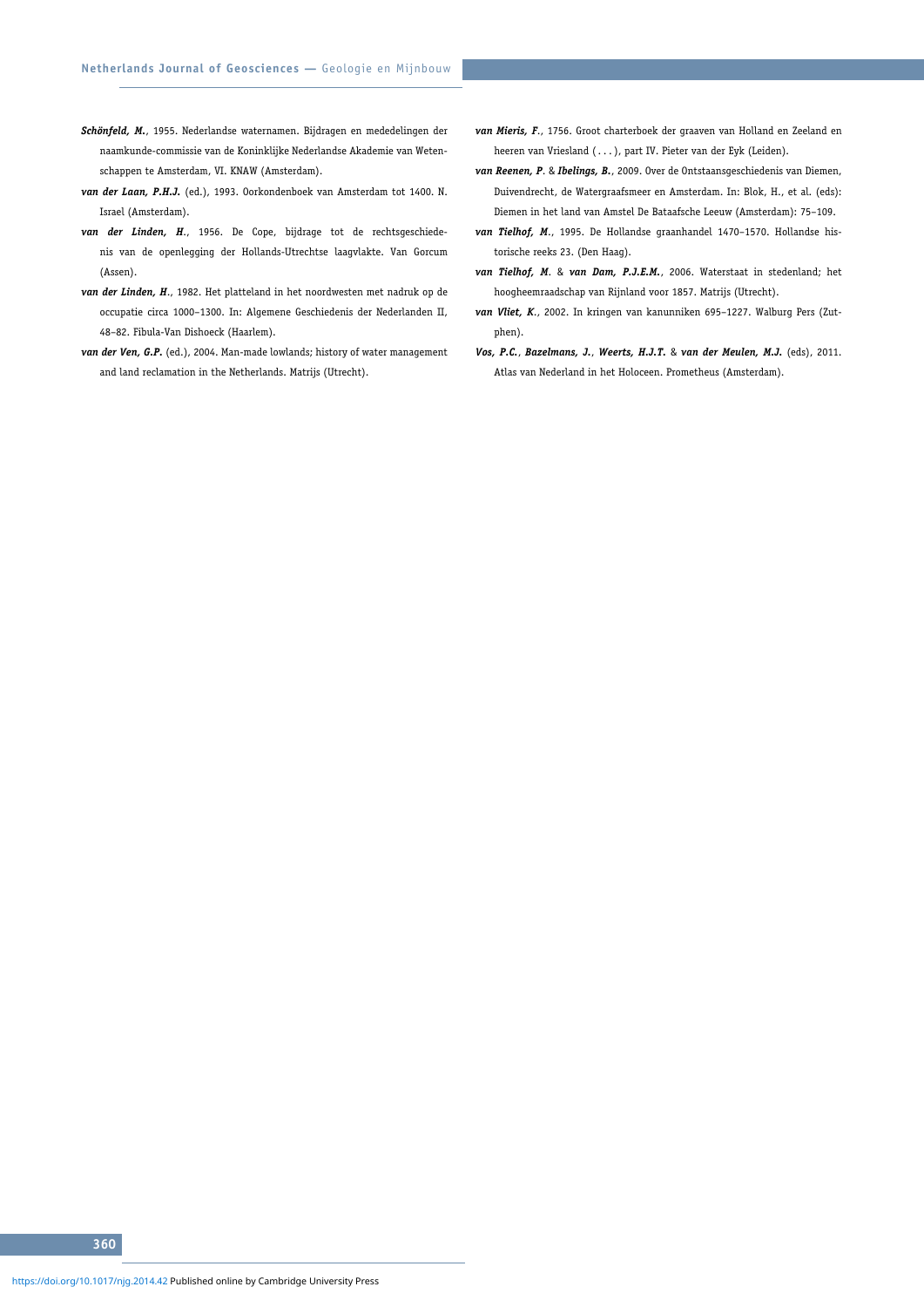***Schönfeld, M.***, 1955. Nederlandse waternamen. Bijdragen en mededelingen der naamkunde-commissie van de Koninklijke Nederlandse Akademie van Wetenschappen te Amsterdam, VI. KNAW (Amsterdam).

***van der Laan, P.H.J.*** (ed.), 1993. Oorkondenboek van Amsterdam tot 1400. N. Israel (Amsterdam).

***van der Linden, H.***, 1956. De Cope, bijdrage tot de rechtsgeschiedenis van de openlegging der Hollands-Utrechtse laagvlakte. Van Gorcum (Assen).

***van der Linden, H***., 1982. Het platteland in het noordwesten met nadruk op de occupatie circa 1000–1300. In: Algemene Geschiedenis der Nederlanden II, 48–82. Fibula-Van Dishoeck (Haarlem).

***van der Ven, G.P.*** (ed.), 2004. Man-made lowlands; history of water management and land reclamation in the Netherlands. Matrijs (Utrecht).

***van Mieris, F.***, 1756. Groot charterboek der graaven van Holland en Zeeland en heeren van Vriesland ( . . . ), part IV. Pieter van der Eyk (Leiden).

***van Reenen, P.*** & ***Ibelings, B.***, 2009. Over de Ontstaansgeschiedenis van Diemen, Duivendrecht, de Watergraafsmeer en Amsterdam. In: Blok, H., et al. (eds): Diemen in het land van Amstel De Bataafsche Leeuw (Amsterdam): 75–109.

***van Tielhof, M.***, 1995. De Hollandse graanhandel 1470–1570. Hollandse historische reeks 23. (Den Haag).

***van Tielhof, M.*** & ***van Dam, P.J.E.M.***, 2006. Waterstaat in stedenland; het hoogheemraadschap van Rijnland voor 1857. Matrijs (Utrecht).

***van Vliet, K.***, 2002. In kringen van kanunniken 695–1227. Walburg Pers (Zutphen).

***Vos, P.C.***, ***Bazelmans, J.***, ***Weerts, H.J.T.*** & ***van der Meulen, M.J.*** (eds), 2011. Atlas van Nederland in het Holoceen. Prometheus (Amsterdam).